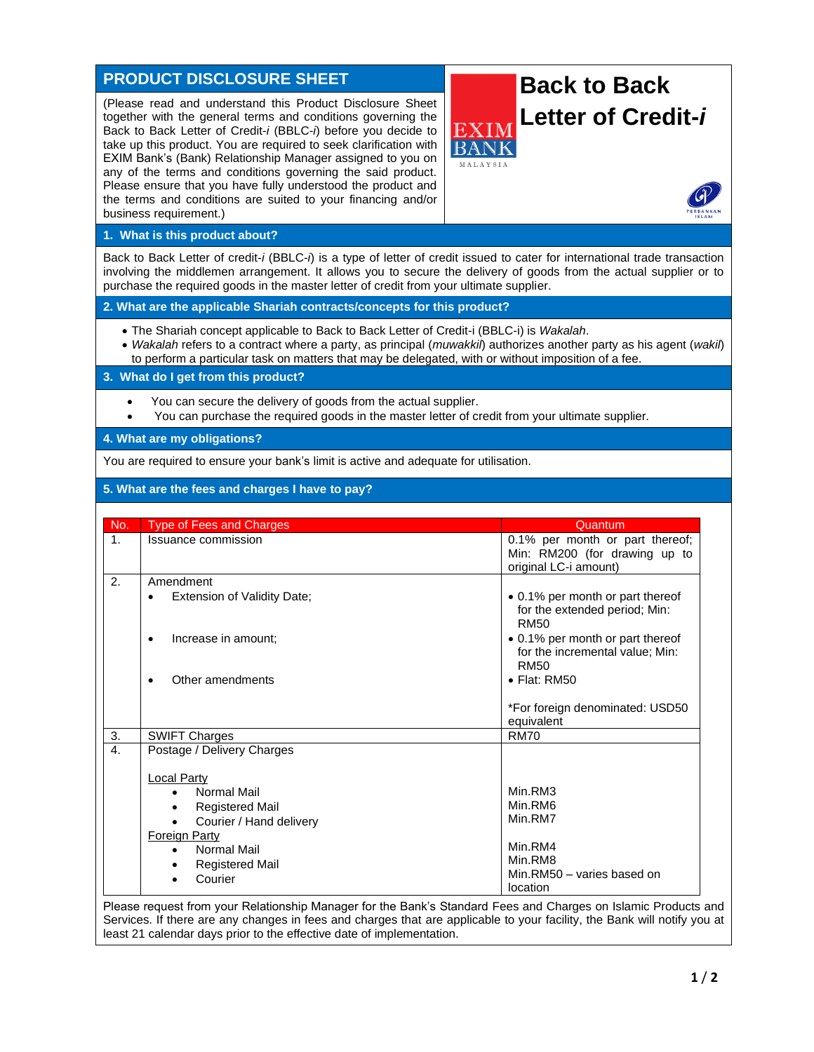# PRODUCT DISCLOSURE SHEET

(Please read and understand this Product Disclosure Sheet together with the general terms and conditions governing the Back to Back Letter of Credit-*i* (BBLC-*i*) before you decide to take up this product. You are required to seek clarification with EXIM Bank's (Bank) Relationship Manager assigned to you on any of the terms and conditions governing the said product. Please ensure that you have fully understood the product and the terms and conditions are suited to your financing and/or business requirement.)

# Back to Back Letter of Credit-*i*

EXIM BANK MALAYSIA

PERBANKAN ISLAM

## 1. What is this product about?

Back to Back Letter of credit-*i* (BBLC-*i*) is a type of letter of credit issued to cater for international trade transaction involving the middlemen arrangement. It allows you to secure the delivery of goods from the actual supplier or to purchase the required goods in the master letter of credit from your ultimate supplier.

## 2. What are the applicable Shariah contracts/concepts for this product?

- The Shariah concept applicable to Back to Back Letter of Credit-i (BBLC-i) is *Wakalah*.
- *Wakalah* refers to a contract where a party, as principal (*muwakkil*) authorizes another party as his agent (*wakil*) to perform a particular task on matters that may be delegated, with or without imposition of a fee.

## 3. What do I get from this product?

- You can secure the delivery of goods from the actual supplier.
- You can purchase the required goods in the master letter of credit from your ultimate supplier.

## 4. What are my obligations?

You are required to ensure your bank's limit is active and adequate for utilisation.

## 5. What are the fees and charges I have to pay?

| No. | Type of Fees and Charges | Quantum |
|---|---|---|
| 1. | Issuance commission | 0.1% per month or part thereof; Min: RM200 (for drawing up to original LC-i amount) |
| 2. | Amendment<br>• Extension of Validity Date;<br>• Increase in amount;<br>• Other amendments | • 0.1% per month or part thereof for the extended period; Min: RM50<br>• 0.1% per month or part thereof for the incremental value; Min: RM50<br>• Flat: RM50<br><br>*For foreign denominated: USD50 equivalent |
| 3. | SWIFT Charges | RM70 |
| 4. | Postage / Delivery Charges<br><br>Local Party<br>• Normal Mail<br>• Registered Mail<br>• Courier / Hand delivery<br>Foreign Party<br>• Normal Mail<br>• Registered Mail<br>• Courier | <br><br><br>Min.RM3<br>Min.RM6<br>Min.RM7<br><br>Min.RM4<br>Min.RM8<br>Min.RM50 – varies based on location |

Please request from your Relationship Manager for the Bank's Standard Fees and Charges on Islamic Products and Services. If there are any changes in fees and charges that are applicable to your facility, the Bank will notify you at least 21 calendar days prior to the effective date of implementation.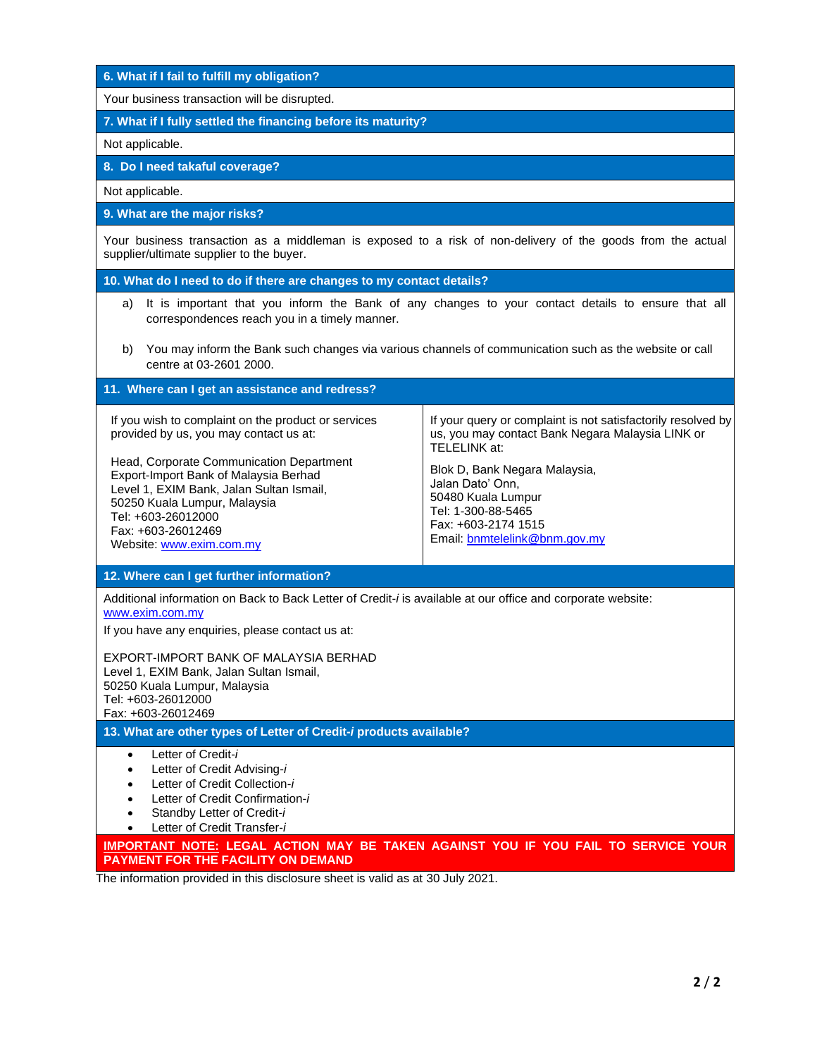## 6. What if I fail to fulfill my obligation?

Your business transaction will be disrupted.

## 7. What if I fully settled the financing before its maturity?

Not applicable.

## 8. Do I need takaful coverage?

Not applicable.

## 9. What are the major risks?

Your business transaction as a middleman is exposed to a risk of non-delivery of the goods from the actual supplier/ultimate supplier to the buyer.

## 10. What do I need to do if there are changes to my contact details?

a) It is important that you inform the Bank of any changes to your contact details to ensure that all correspondences reach you in a timely manner.

b) You may inform the Bank such changes via various channels of communication such as the website or call centre at 03-2601 2000.

## 11. Where can I get an assistance and redress?

If you wish to complaint on the product or services provided by us, you may contact us at:

Head, Corporate Communication Department
Export-Import Bank of Malaysia Berhad
Level 1, EXIM Bank, Jalan Sultan Ismail,
50250 Kuala Lumpur, Malaysia
Tel: +603-26012000
Fax: +603-26012469
Website: www.exim.com.my

If your query or complaint is not satisfactorily resolved by us, you may contact Bank Negara Malaysia LINK or TELELINK at:

Blok D, Bank Negara Malaysia,
Jalan Dato' Onn,
50480 Kuala Lumpur
Tel: 1-300-88-5465
Fax: +603-2174 1515
Email: bnmtelelink@bnm.gov.my

## 12. Where can I get further information?

Additional information on Back to Back Letter of Credit-*i* is available at our office and corporate website: www.exim.com.my

If you have any enquiries, please contact us at:

EXPORT-IMPORT BANK OF MALAYSIA BERHAD
Level 1, EXIM Bank, Jalan Sultan Ismail,
50250 Kuala Lumpur, Malaysia
Tel: +603-26012000
Fax: +603-26012469

## 13. What are other types of Letter of Credit-*i* products available?

- Letter of Credit-*i*
- Letter of Credit Advising-*i*
- Letter of Credit Collection-*i*
- Letter of Credit Confirmation-*i*
- Standby Letter of Credit-*i*
- Letter of Credit Transfer-*i*

**IMPORTANT NOTE: LEGAL ACTION MAY BE TAKEN AGAINST YOU IF YOU FAIL TO SERVICE YOUR PAYMENT FOR THE FACILITY ON DEMAND**

The information provided in this disclosure sheet is valid as at 30 July 2021.